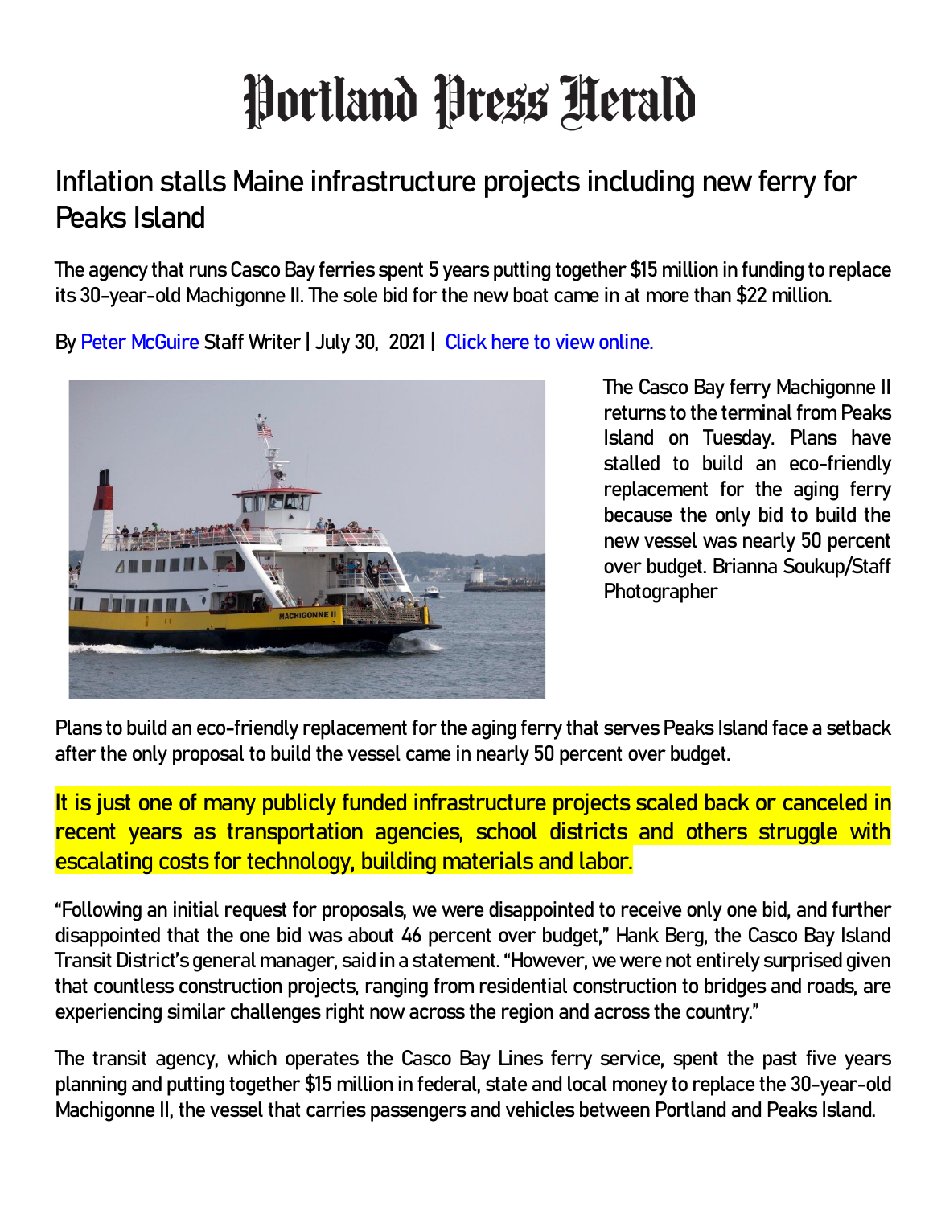# Portland Press Herald

## Inflation stalls Maine infrastructure projects including new ferry for Peaks Island

The agency that runs Casco Bay ferries spent 5 years putting together $15 million in funding to replace its 30-year-old Machigonne II. The sole bid for the new boat came in at more than $22 million.

By Peter McGuire Staff Writer | July 30, 2021 | Click here to view online.

The Casco Bay ferry Machigonne II returns to the terminal from Peaks Island on Tuesday. Plans have stalled to build an eco-friendly replacement for the aging ferry because the only bid to build the new vessel was nearly 50 percent over budget. Brianna Soukup/Staff Photographer

Plans to build an eco-friendly replacement for the aging ferry that serves Peaks Island face a setback after the only proposal to build the vessel came in nearly 50 percent over budget.

It is just one of many publicly funded infrastructure projects scaled back or canceled in recent years as transportation agencies, school districts and others struggle with escalating costs for technology, building materials and labor.

"Following an initial request for proposals, we were disappointed to receive only one bid, and further disappointed that the one bid was about 46 percent over budget," Hank Berg, the Casco Bay Island Transit District's general manager, said in a statement. "However, we were not entirely surprised given that countless construction projects, ranging from residential construction to bridges and roads, are experiencing similar challenges right now across the region and across the country."

The transit agency, which operates the Casco Bay Lines ferry service, spent the past five years planning and putting together $15 million in federal, state and local money to replace the 30-year-old Machigonne II, the vessel that carries passengers and vehicles between Portland and Peaks Island.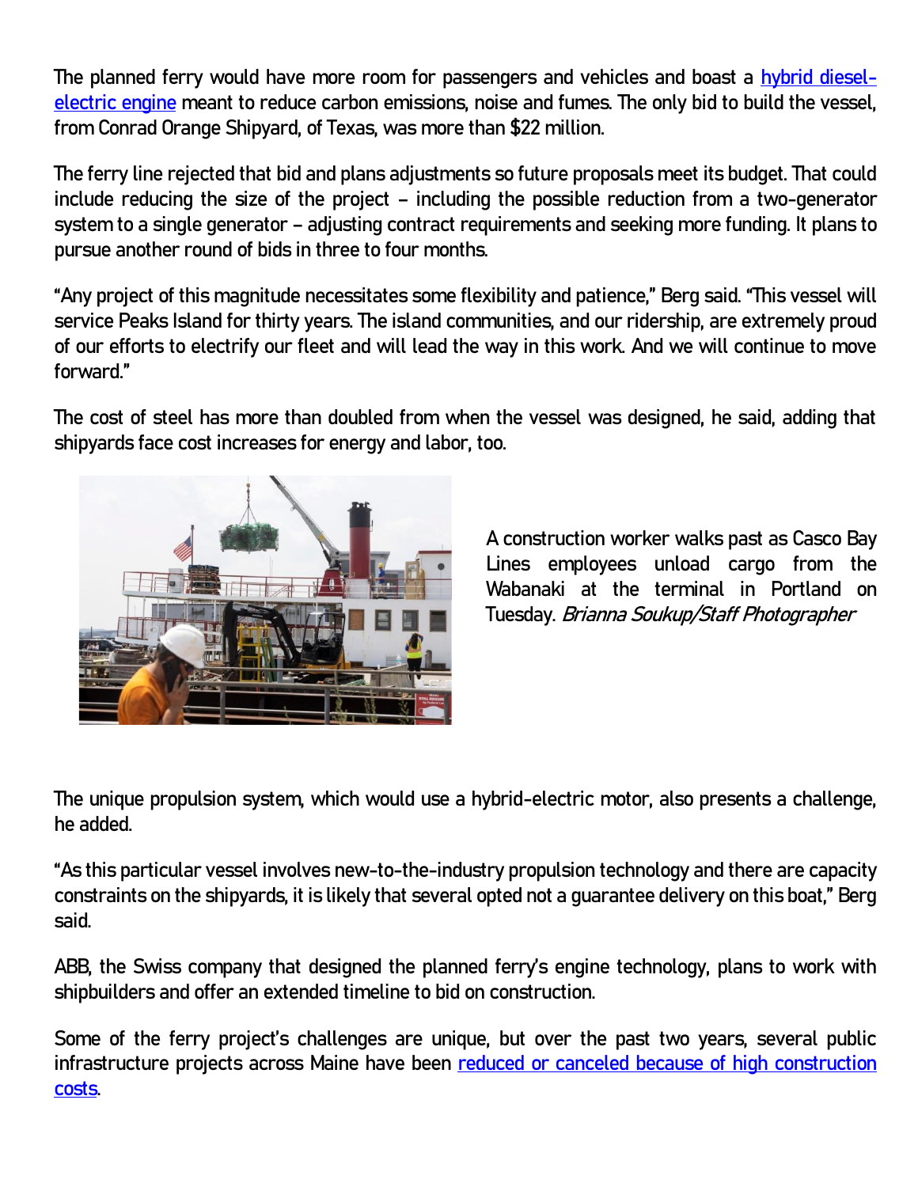The planned ferry would have more room for passengers and vehicles and boast a [hybrid diesel-electric engine] meant to reduce carbon emissions, noise and fumes. The only bid to build the vessel, from Conrad Orange Shipyard, of Texas, was more than $22 million.

The ferry line rejected that bid and plans adjustments so future proposals meet its budget. That could include reducing the size of the project – including the possible reduction from a two-generator system to a single generator – adjusting contract requirements and seeking more funding. It plans to pursue another round of bids in three to four months.

"Any project of this magnitude necessitates some flexibility and patience," Berg said. "This vessel will service Peaks Island for thirty years. The island communities, and our ridership, are extremely proud of our efforts to electrify our fleet and will lead the way in this work. And we will continue to move forward."

The cost of steel has more than doubled from when the vessel was designed, he said, adding that shipyards face cost increases for energy and labor, too.

A construction worker walks past as Casco Bay Lines employees unload cargo from the Wabanaki at the terminal in Portland on Tuesday. *Brianna Soukup/Staff Photographer*

The unique propulsion system, which would use a hybrid-electric motor, also presents a challenge, he added.

"As this particular vessel involves new-to-the-industry propulsion technology and there are capacity constraints on the shipyards, it is likely that several opted not a guarantee delivery on this boat," Berg said.

ABB, the Swiss company that designed the planned ferry's engine technology, plans to work with shipbuilders and offer an extended timeline to bid on construction.

Some of the ferry project's challenges are unique, but over the past two years, several public infrastructure projects across Maine have been [reduced or canceled because of high construction costs].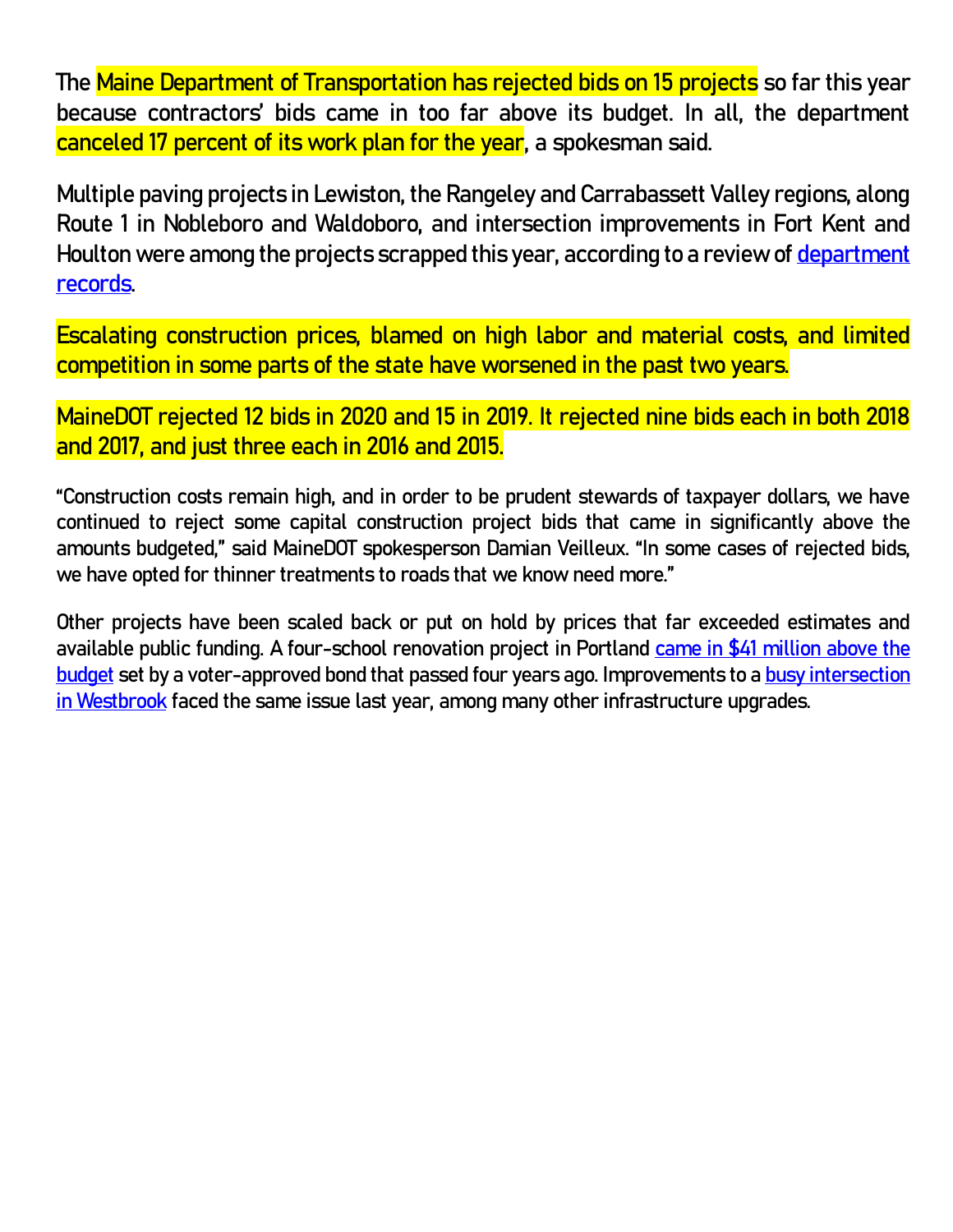The Maine Department of Transportation has rejected bids on 15 projects so far this year because contractors' bids came in too far above its budget. In all, the department canceled 17 percent of its work plan for the year, a spokesman said.

Multiple paving projects in Lewiston, the Rangeley and Carrabassett Valley regions, along Route 1 in Nobleboro and Waldoboro, and intersection improvements in Fort Kent and Houlton were among the projects scrapped this year, according to a review of department records.

Escalating construction prices, blamed on high labor and material costs, and limited competition in some parts of the state have worsened in the past two years.

MaineDOT rejected 12 bids in 2020 and 15 in 2019. It rejected nine bids each in both 2018 and 2017, and just three each in 2016 and 2015.

"Construction costs remain high, and in order to be prudent stewards of taxpayer dollars, we have continued to reject some capital construction project bids that came in significantly above the amounts budgeted," said MaineDOT spokesperson Damian Veilleux. "In some cases of rejected bids, we have opted for thinner treatments to roads that we know need more."

Other projects have been scaled back or put on hold by prices that far exceeded estimates and available public funding. A four-school renovation project in Portland came in $41 million above the budget set by a voter-approved bond that passed four years ago. Improvements to a busy intersection in Westbrook faced the same issue last year, among many other infrastructure upgrades.